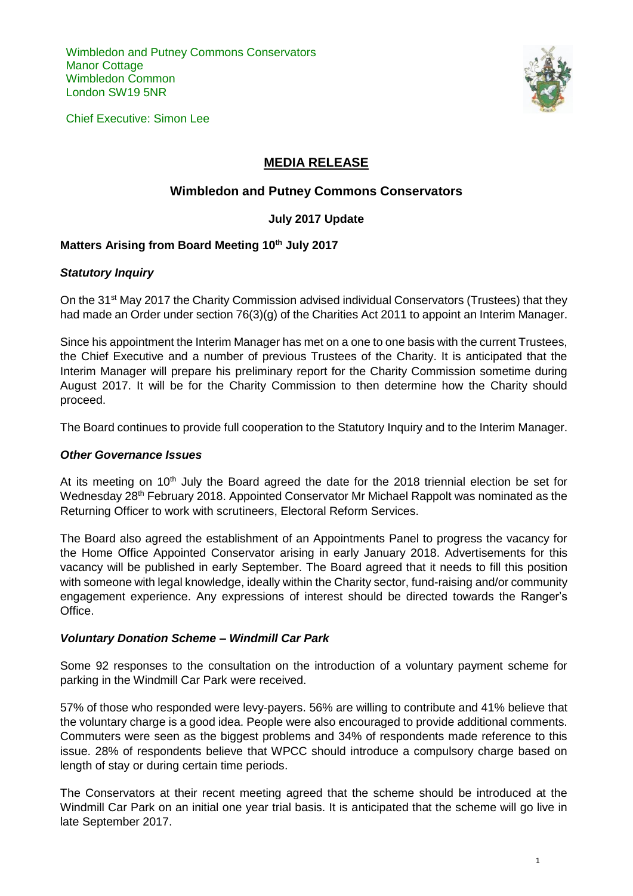Wimbledon and Putney Commons Conservators
Manor Cottage
Wimbledon Common
London SW19 5NR

Chief Executive: Simon Lee

# MEDIA RELEASE

## Wimbledon and Putney Commons Conservators

### July 2017 Update

### Matters Arising from Board Meeting 10th July 2017

***Statutory Inquiry***

On the 31st May 2017 the Charity Commission advised individual Conservators (Trustees) that they had made an Order under section 76(3)(g) of the Charities Act 2011 to appoint an Interim Manager.

Since his appointment the Interim Manager has met on a one to one basis with the current Trustees, the Chief Executive and a number of previous Trustees of the Charity. It is anticipated that the Interim Manager will prepare his preliminary report for the Charity Commission sometime during August 2017. It will be for the Charity Commission to then determine how the Charity should proceed.

The Board continues to provide full cooperation to the Statutory Inquiry and to the Interim Manager.

***Other Governance Issues***

At its meeting on 10th July the Board agreed the date for the 2018 triennial election be set for Wednesday 28th February 2018. Appointed Conservator Mr Michael Rappolt was nominated as the Returning Officer to work with scrutineers, Electoral Reform Services.

The Board also agreed the establishment of an Appointments Panel to progress the vacancy for the Home Office Appointed Conservator arising in early January 2018. Advertisements for this vacancy will be published in early September. The Board agreed that it needs to fill this position with someone with legal knowledge, ideally within the Charity sector, fund-raising and/or community engagement experience. Any expressions of interest should be directed towards the Ranger's Office.

***Voluntary Donation Scheme – Windmill Car Park***

Some 92 responses to the consultation on the introduction of a voluntary payment scheme for parking in the Windmill Car Park were received.

57% of those who responded were levy-payers. 56% are willing to contribute and 41% believe that the voluntary charge is a good idea. People were also encouraged to provide additional comments. Commuters were seen as the biggest problems and 34% of respondents made reference to this issue. 28% of respondents believe that WPCC should introduce a compulsory charge based on length of stay or during certain time periods.

The Conservators at their recent meeting agreed that the scheme should be introduced at the Windmill Car Park on an initial one year trial basis. It is anticipated that the scheme will go live in late September 2017.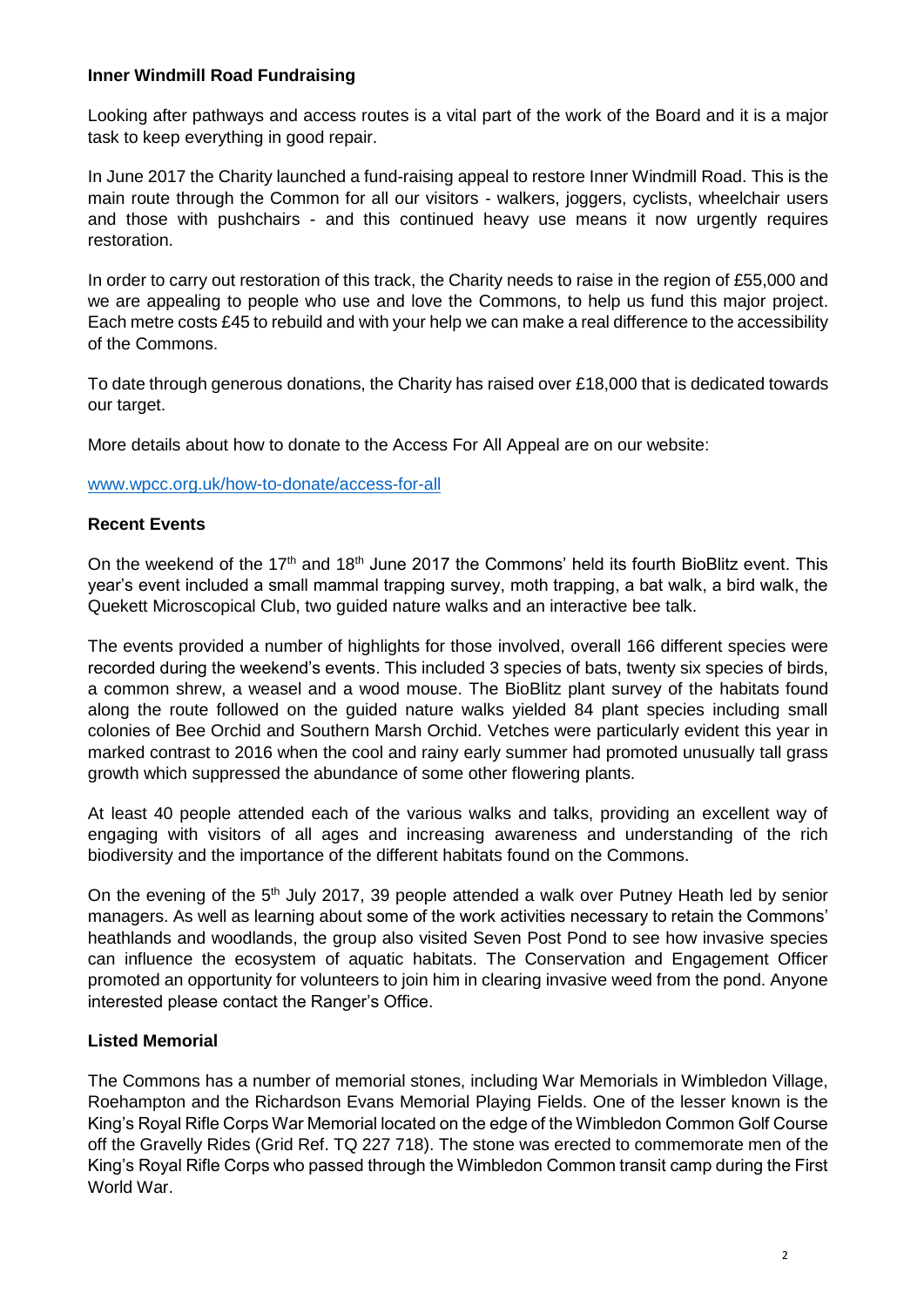**Inner Windmill Road Fundraising**

Looking after pathways and access routes is a vital part of the work of the Board and it is a major task to keep everything in good repair.

In June 2017 the Charity launched a fund-raising appeal to restore Inner Windmill Road. This is the main route through the Common for all our visitors - walkers, joggers, cyclists, wheelchair users and those with pushchairs - and this continued heavy use means it now urgently requires restoration.

In order to carry out restoration of this track, the Charity needs to raise in the region of £55,000 and we are appealing to people who use and love the Commons, to help us fund this major project. Each metre costs £45 to rebuild and with your help we can make a real difference to the accessibility of the Commons.

To date through generous donations, the Charity has raised over £18,000 that is dedicated towards our target.

More details about how to donate to the Access For All Appeal are on our website:

www.wpcc.org.uk/how-to-donate/access-for-all

**Recent Events**

On the weekend of the 17th and 18th June 2017 the Commons' held its fourth BioBlitz event. This year's event included a small mammal trapping survey, moth trapping, a bat walk, a bird walk, the Quekett Microscopical Club, two guided nature walks and an interactive bee talk.

The events provided a number of highlights for those involved, overall 166 different species were recorded during the weekend's events. This included 3 species of bats, twenty six species of birds, a common shrew, a weasel and a wood mouse. The BioBlitz plant survey of the habitats found along the route followed on the guided nature walks yielded 84 plant species including small colonies of Bee Orchid and Southern Marsh Orchid. Vetches were particularly evident this year in marked contrast to 2016 when the cool and rainy early summer had promoted unusually tall grass growth which suppressed the abundance of some other flowering plants.

At least 40 people attended each of the various walks and talks, providing an excellent way of engaging with visitors of all ages and increasing awareness and understanding of the rich biodiversity and the importance of the different habitats found on the Commons.

On the evening of the 5th July 2017, 39 people attended a walk over Putney Heath led by senior managers. As well as learning about some of the work activities necessary to retain the Commons' heathlands and woodlands, the group also visited Seven Post Pond to see how invasive species can influence the ecosystem of aquatic habitats. The Conservation and Engagement Officer promoted an opportunity for volunteers to join him in clearing invasive weed from the pond. Anyone interested please contact the Ranger's Office.

**Listed Memorial**

The Commons has a number of memorial stones, including War Memorials in Wimbledon Village, Roehampton and the Richardson Evans Memorial Playing Fields. One of the lesser known is the King's Royal Rifle Corps War Memorial located on the edge of the Wimbledon Common Golf Course off the Gravelly Rides (Grid Ref. TQ 227 718). The stone was erected to commemorate men of the King's Royal Rifle Corps who passed through the Wimbledon Common transit camp during the First World War.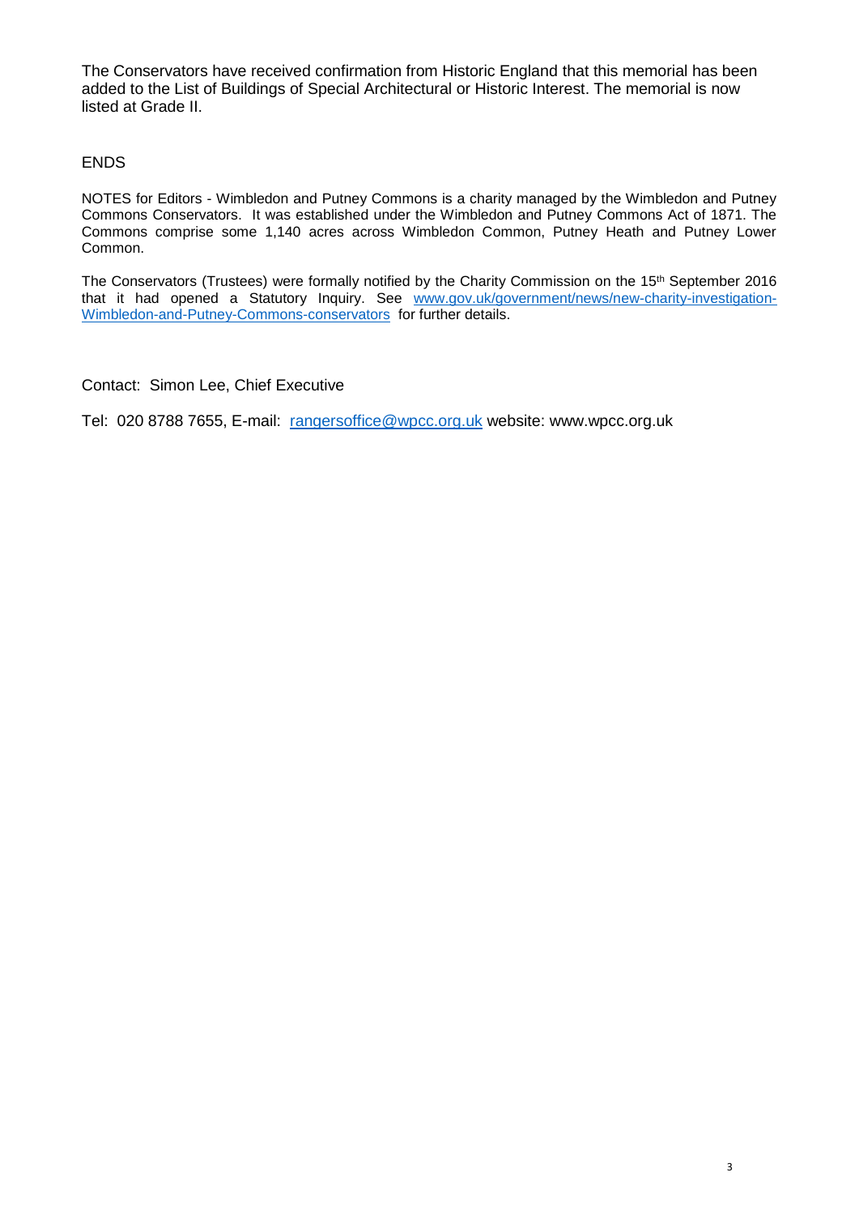The Conservators have received confirmation from Historic England that this memorial has been added to the List of Buildings of Special Architectural or Historic Interest. The memorial is now listed at Grade II.

ENDS

NOTES for Editors - Wimbledon and Putney Commons is a charity managed by the Wimbledon and Putney Commons Conservators. It was established under the Wimbledon and Putney Commons Act of 1871. The Commons comprise some 1,140 acres across Wimbledon Common, Putney Heath and Putney Lower Common.

The Conservators (Trustees) were formally notified by the Charity Commission on the 15th September 2016 that it had opened a Statutory Inquiry. See [www.gov.uk/government/news/new-charity-investigation-Wimbledon-and-Putney-Commons-conservators](www.gov.uk/government/news/new-charity-investigation-Wimbledon-and-Putney-Commons-conservators) for further details.

Contact: Simon Lee, Chief Executive

Tel: 020 8788 7655, E-mail: [rangersoffice@wpcc.org.uk](mailto:rangersoffice@wpcc.org.uk) website: www.wpcc.org.uk